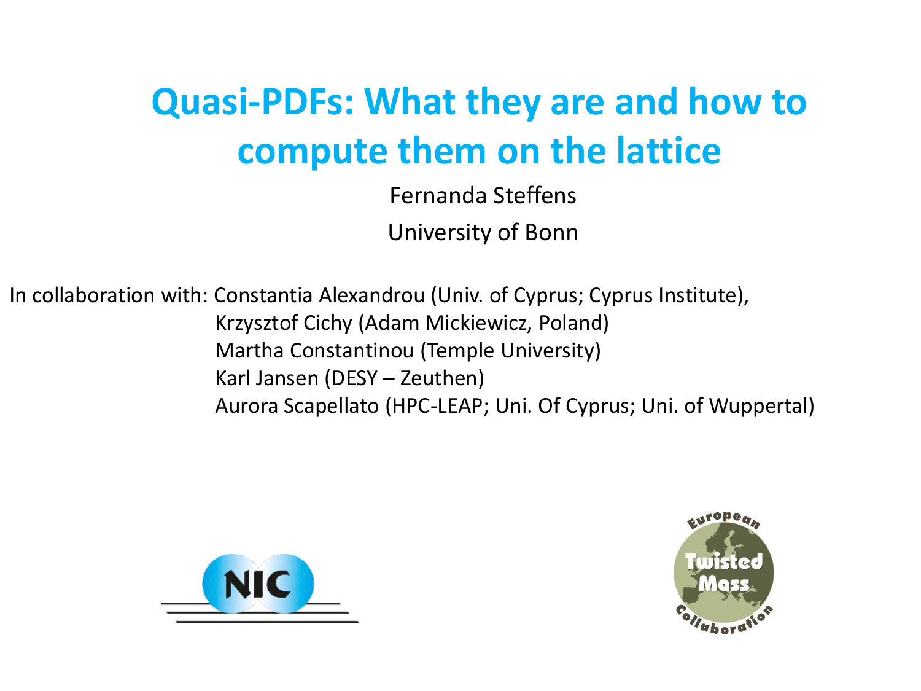# Quasi-PDFs: What they are and how to compute them on the lattice

Fernanda Steffens

University of Bonn

In collaboration with: Constantia Alexandrou (Univ. of Cyprus; Cyprus Institute),
Krzysztof Cichy (Adam Mickiewicz, Poland)
Martha Constantinou (Temple University)
Karl Jansen (DESY – Zeuthen)
Aurora Scapellato (HPC-LEAP; Uni. Of Cyprus; Uni. of Wuppertal)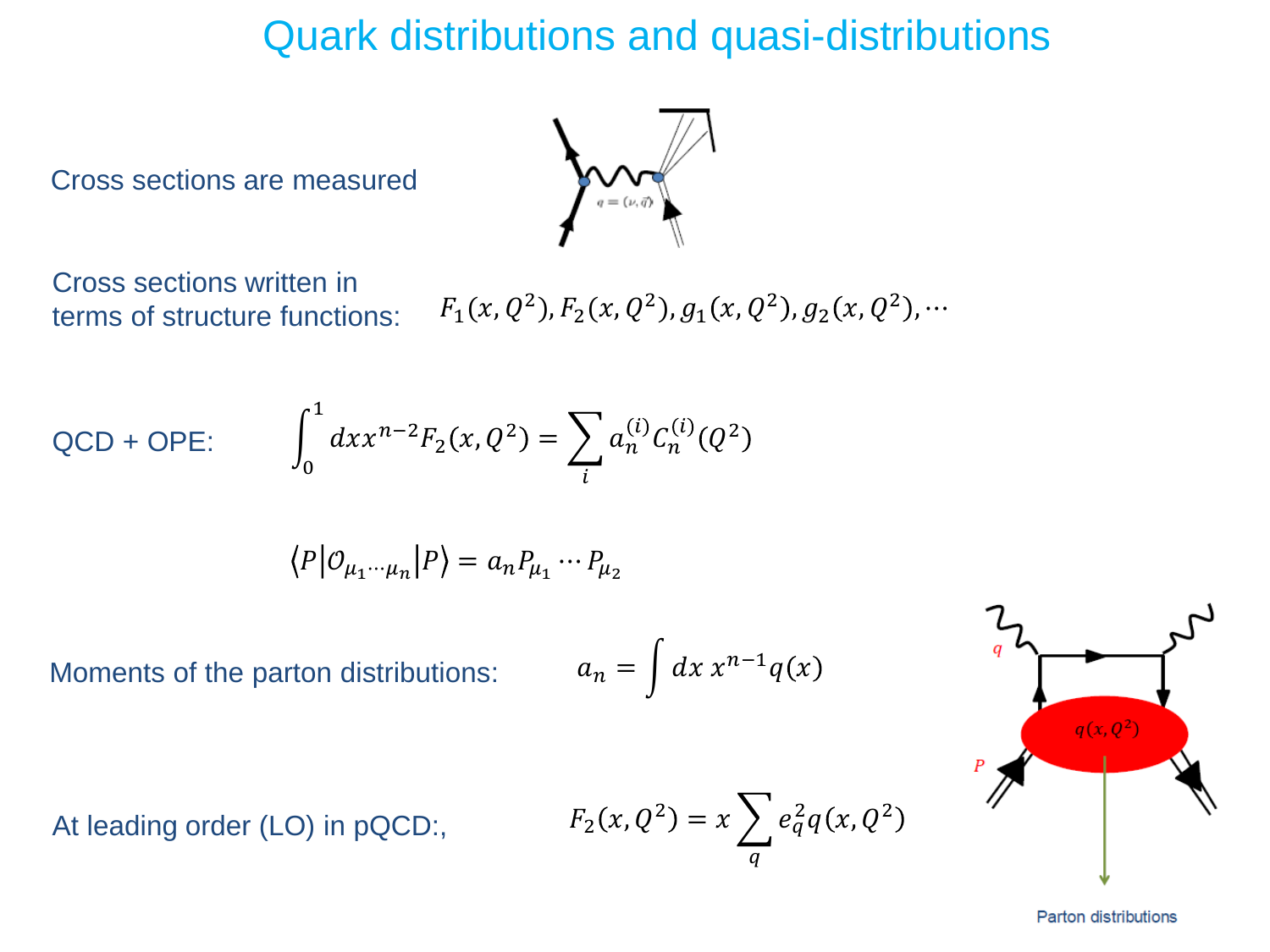# Quark distributions and quasi-distributions

Cross sections are measured

Cross sections written in terms of structure functions: $F_1(x,Q^2), F_2(x,Q^2), g_1(x,Q^2), g_2(x,Q^2), \cdots$

QCD + OPE:

$$\int_0^1 dx x^{n-2} F_2(x,Q^2) = \sum_i a_n^{(i)} C_n^{(i)}(Q^2)$$

$$\langle P | \mathcal{O}_{\mu_1 \cdots \mu_n} | P \rangle = a_n P_{\mu_1} \cdots P_{\mu_2}$$

Moments of the parton distributions:

$$a_n = \int dx\, x^{n-1} q(x)$$

At leading order (LO) in pQCD:,

$$F_2(x,Q^2) = x \sum_q e_q^2 q(x,Q^2)$$

Parton distributions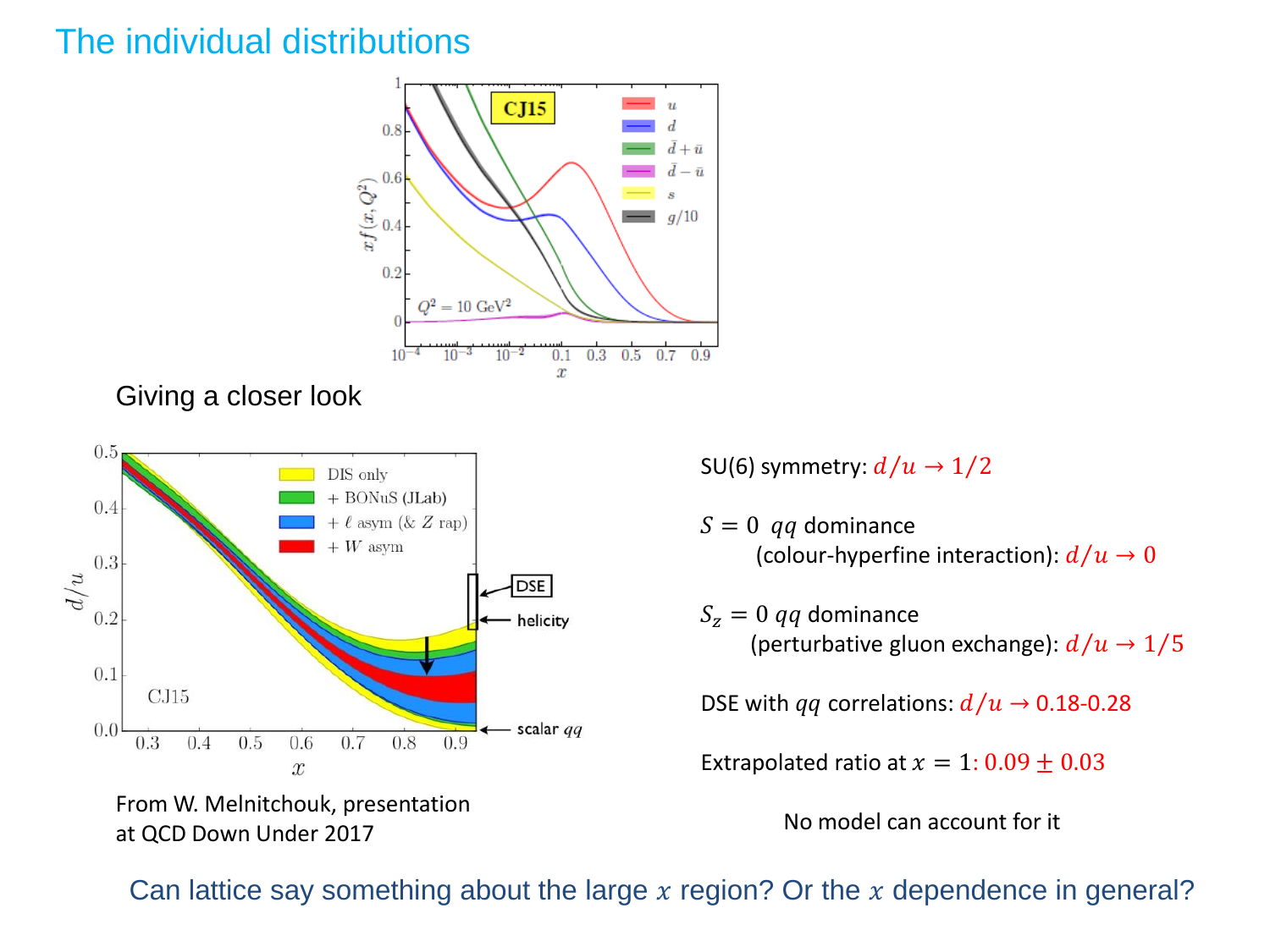# The individual distributions

Giving a closer look

From W. Melnitchouk, presentation at QCD Down Under 2017

SU(6) symmetry: $d/u \to 1/2$

$S = 0$ $qq$ dominance (colour-hyperfine interaction): $d/u \to 0$

$S_z = 0$ $qq$ dominance (perturbative gluon exchange): $d/u \to 1/5$

DSE with $qq$ correlations: $d/u \to$ 0.18-0.28

Extrapolated ratio at $x = 1$: $0.09 \pm 0.03$

No model can account for it

Can lattice say something about the large $x$ region? Or the $x$ dependence in general?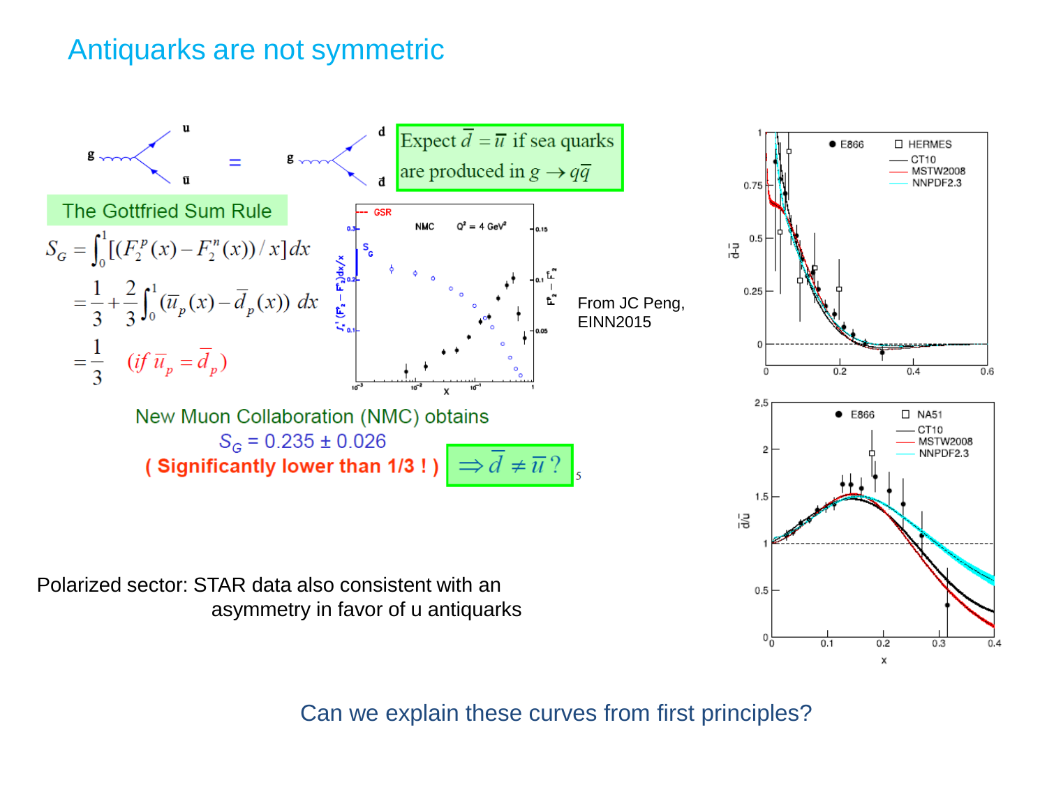# Antiquarks are not symmetric

g → u ū = g → d d̄

Expect $\bar{d} = \bar{u}$ if sea quarks are produced in $g \to q\bar{q}$

## The Gottfried Sum Rule

$$S_G = \int_0^1 [(F_2^p(x) - F_2^n(x))/x]\,dx$$

$$= \frac{1}{3} + \frac{2}{3}\int_0^1 (\bar{u}_p(x) - \bar{d}_p(x))\,dx$$

$$= \frac{1}{3} \quad (if\ \bar{u}_p = \bar{d}_p)$$

New Muon Collaboration (NMC) obtains

$S_G = 0.235 \pm 0.026$

**( Significantly lower than 1/3 ! )** $\Rightarrow \bar{d} \neq \bar{u}$ ?

From JC Peng, EINN2015

Polarized sector: STAR data also consistent with an asymmetry in favor of u antiquarks

Can we explain these curves from first principles?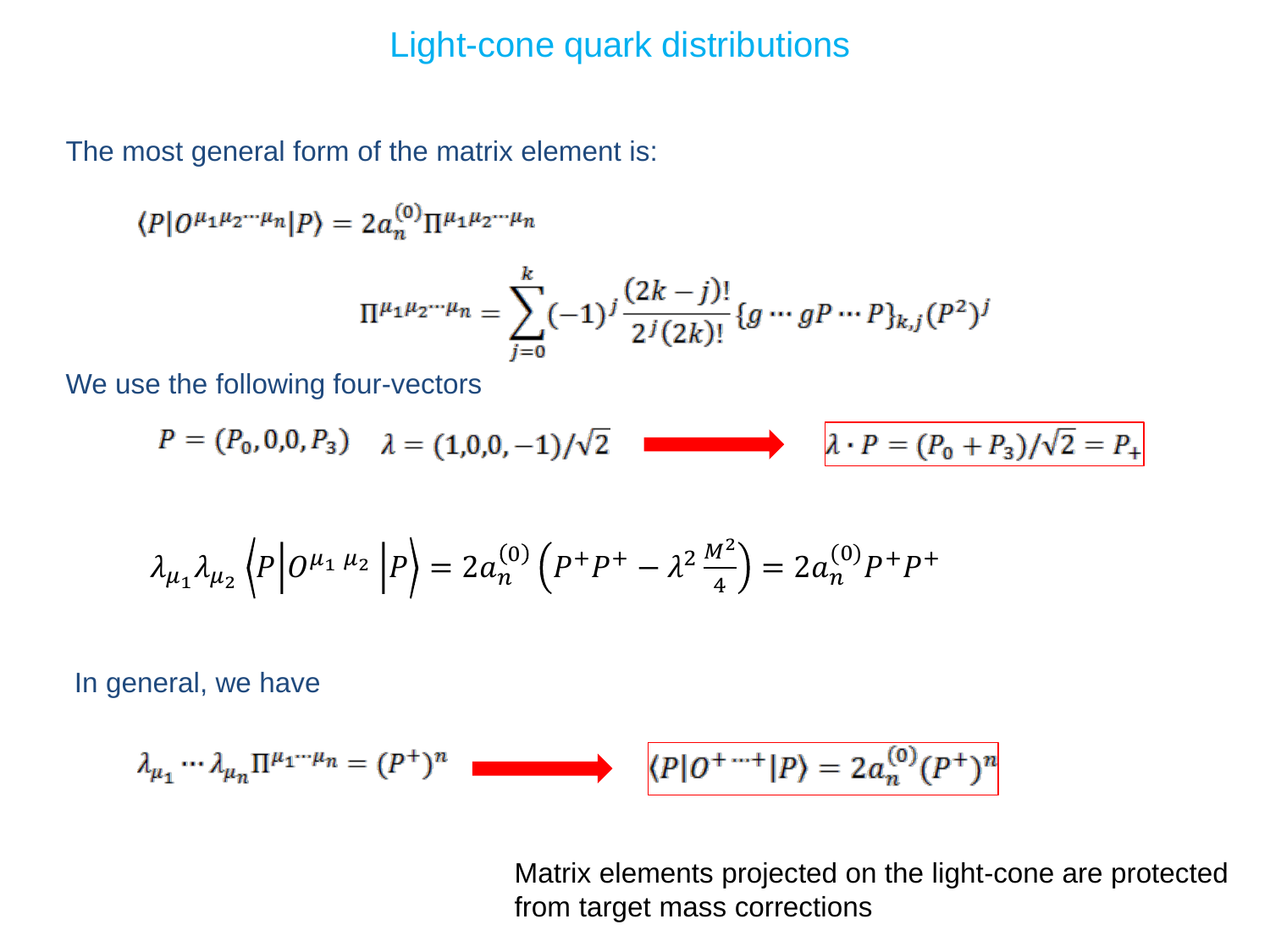# Light-cone quark distributions

The most general form of the matrix element is:

$$\langle P|O^{\mu_1\mu_2\cdots\mu_n}|P\rangle = 2a_n^{(0)}\Pi^{\mu_1\mu_2\cdots\mu_n}$$

$$\Pi^{\mu_1\mu_2\cdots\mu_n} = \sum_{j=0}^{k}(-1)^j\frac{(2k-j)!}{2^j(2k)!}\{g\cdots gP\cdots P\}_{k,j}(P^2)^j$$

We use the following four-vectors

$$P = (P_0,0,0,P_3) \quad \lambda = (1,0,0,-1)/\sqrt{2} \quad \longrightarrow \quad \lambda\cdot P = (P_0+P_3)/\sqrt{2} = P_+$$

$$\lambda_{\mu_1}\lambda_{\mu_2}\left\langle P\middle|O^{\mu_1\,\mu_2}\middle|P\right\rangle = 2a_n^{(0)}\left(P^+P^+ - \lambda^2\frac{M^2}{4}\right) = 2a_n^{(0)}P^+P^+$$

In general, we have

$$\lambda_{\mu_1}\cdots\lambda_{\mu_n}\Pi^{\mu_1\cdots\mu_n} = (P^+)^n \quad \longrightarrow \quad \langle P|O^{+\cdots+}|P\rangle = 2a_n^{(0)}(P^+)^n$$

Matrix elements projected on the light-cone are protected from target mass corrections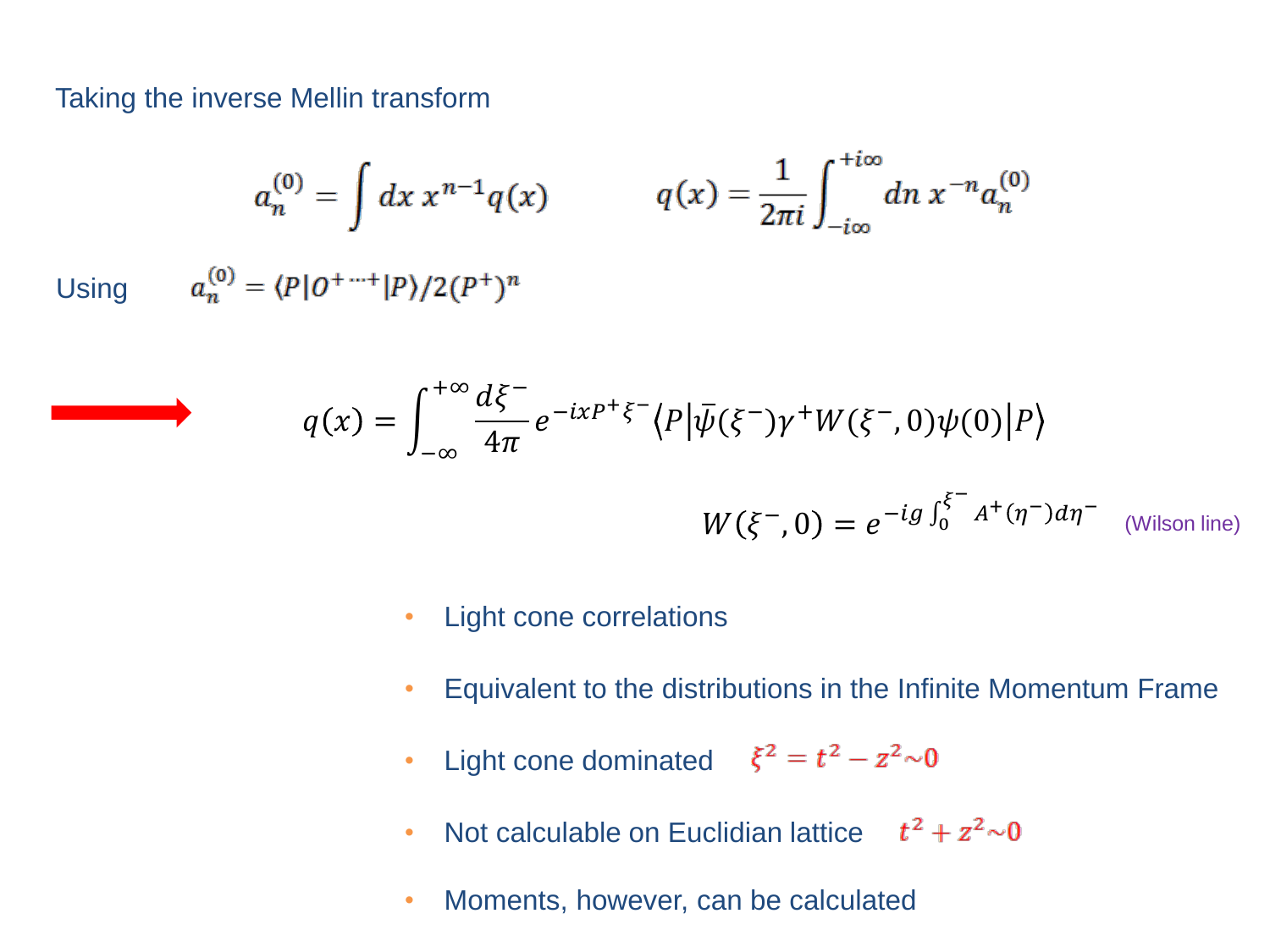Taking the inverse Mellin transform

$$a_n^{(0)} = \int dx\, x^{n-1} q(x) \qquad\qquad q(x) = \frac{1}{2\pi i}\int_{-i\infty}^{+i\infty} dn\, x^{-n} a_n^{(0)}$$

Using $\quad a_n^{(0)} = \langle P|O^{+\cdots+}|P\rangle / 2(P^+)^n$

$$\Rightarrow \quad q(x) = \int_{-\infty}^{+\infty} \frac{d\xi^-}{4\pi} e^{-ixP^+\xi^-} \left\langle P \middle| \bar{\psi}(\xi^-)\gamma^+ W(\xi^-,0)\psi(0) \middle| P \right\rangle$$

$$W(\xi^-,0) = e^{-ig\int_0^{\xi^-} A^+(\eta^-)d\eta^-} \quad \text{(Wilson line)}$$

- Light cone correlations
- Equivalent to the distributions in the Infinite Momentum Frame
- Light cone dominated $\quad \xi^2 = t^2 - z^2 \sim 0$
- Not calculable on Euclidian lattice $\quad t^2 + z^2 \sim 0$
- Moments, however, can be calculated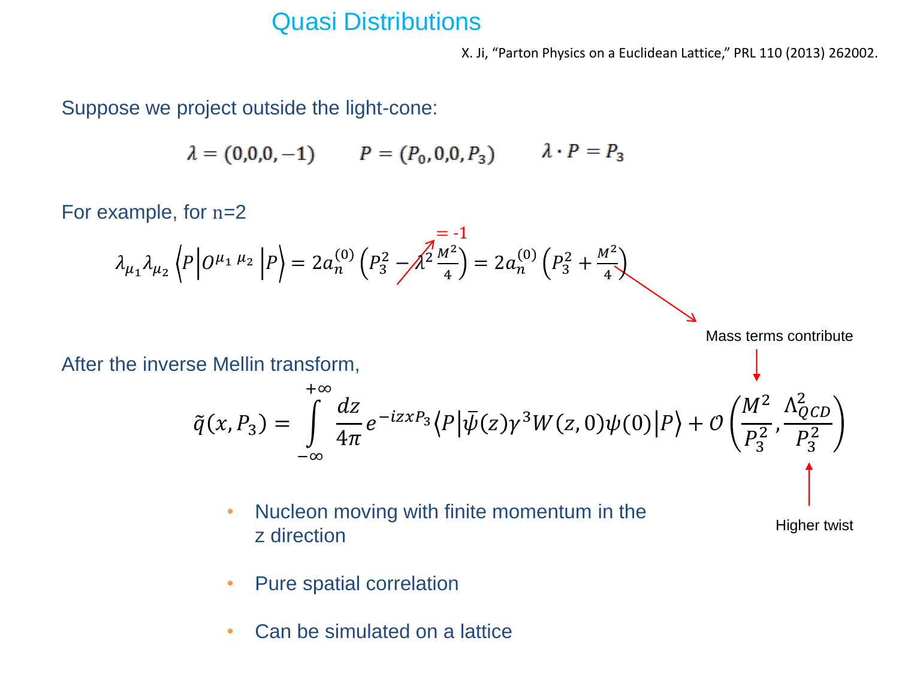# Quasi Distributions

X. Ji, "Parton Physics on a Euclidean Lattice," PRL 110 (2013) 262002.

Suppose we project outside the light-cone:

$$\lambda = (0,0,0,-1) \qquad P = (P_0, 0, 0, P_3) \qquad \lambda \cdot P = P_3$$

For example, for n=2

$$\lambda_{\mu_1}\lambda_{\mu_2}\left\langle P\left|O^{\mu_1\,\mu_2}\right|P\right\rangle = 2a_n^{(0)}\left(P_3^2 - \lambda^2\frac{M^2}{4}\right) = 2a_n^{(0)}\left(P_3^2 + \frac{M^2}{4}\right)$$

= -1

Mass terms contribute

After the inverse Mellin transform,

$$\tilde{q}(x, P_3) = \int_{-\infty}^{+\infty} \frac{dz}{4\pi} e^{-izxP_3}\left\langle P\left|\bar{\psi}(z)\gamma^3 W(z,0)\psi(0)\right|P\right\rangle + \mathcal{O}\left(\frac{M^2}{P_3^2}, \frac{\Lambda_{QCD}^2}{P_3^2}\right)$$

Higher twist

- Nucleon moving with finite momentum in the z direction
- Pure spatial correlation
- Can be simulated on a lattice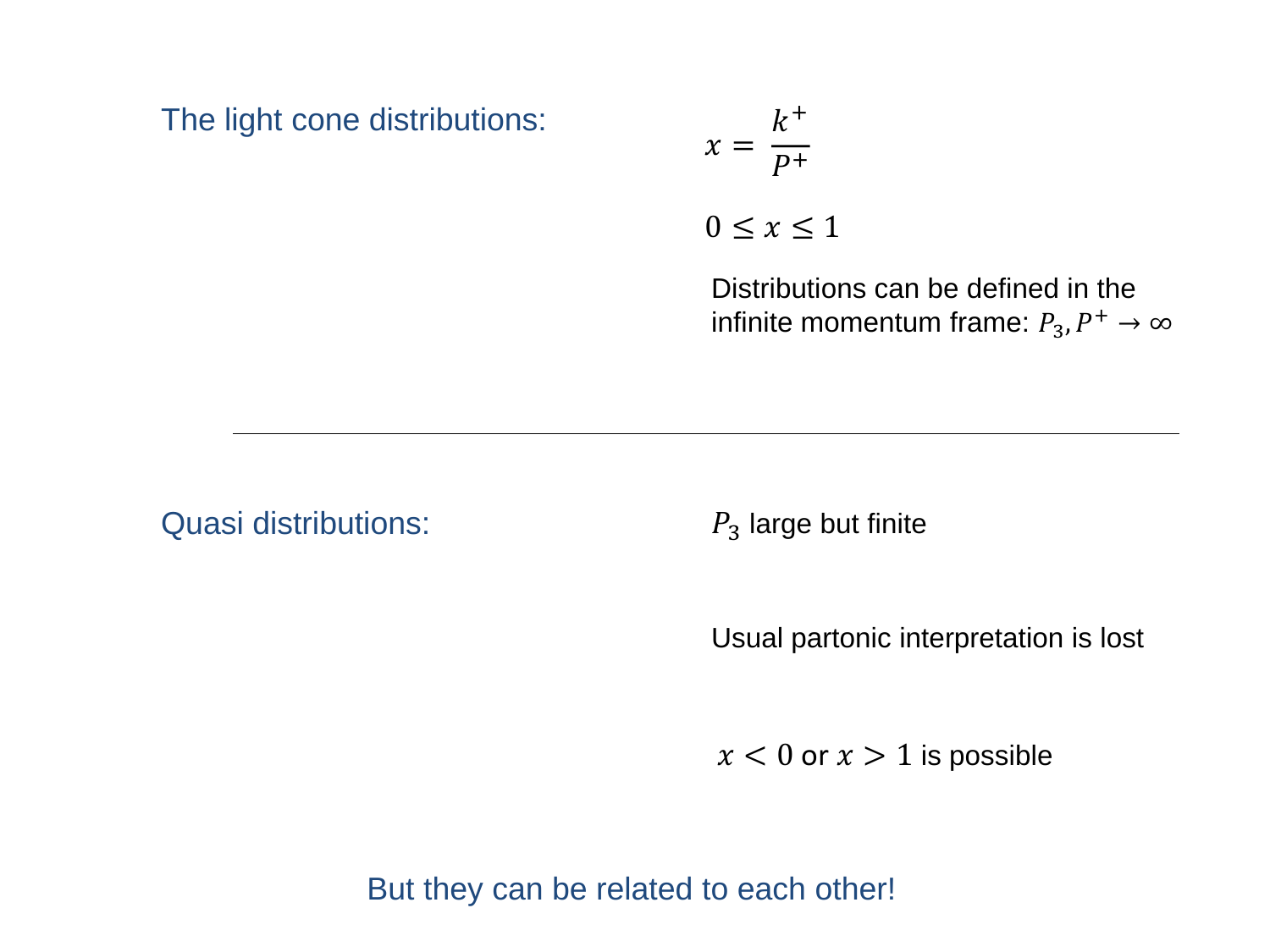The light cone distributions:

$$x = \frac{k^+}{P^+}$$

$$0 \leq x \leq 1$$

Distributions can be defined in the infinite momentum frame: $P_3, P^+ \to \infty$

---

Quasi distributions:

$P_3$ large but finite

Usual partonic interpretation is lost

$x < 0$ or $x > 1$ is possible

But they can be related to each other!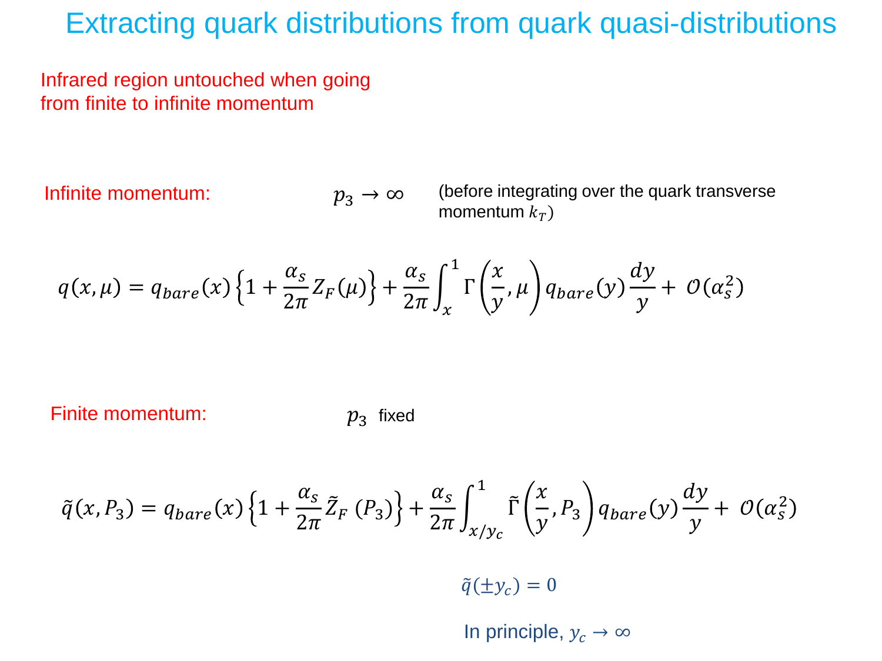# Extracting quark distributions from quark quasi-distributions

Infrared region untouched when going from finite to infinite momentum

Infinite momentum: $p_3 \to \infty$ (before integrating over the quark transverse momentum $k_T$)

$$q(x,\mu) = q_{bare}(x)\left\{1 + \frac{\alpha_s}{2\pi} Z_F(\mu)\right\} + \frac{\alpha_s}{2\pi}\int_x^1 \Gamma\left(\frac{x}{y},\mu\right) q_{bare}(y)\frac{dy}{y} + \mathcal{O}(\alpha_s^2)$$

Finite momentum: $p_3$ fixed

$$\tilde{q}(x,P_3) = q_{bare}(x)\left\{1 + \frac{\alpha_s}{2\pi} \tilde{Z}_F\,(P_3)\right\} + \frac{\alpha_s}{2\pi}\int_{x/y_c}^1 \tilde{\Gamma}\left(\frac{x}{y},P_3\right) q_{bare}(y)\frac{dy}{y} + \mathcal{O}(\alpha_s^2)$$

$\tilde{q}(\pm y_c) = 0$

In principle, $y_c \to \infty$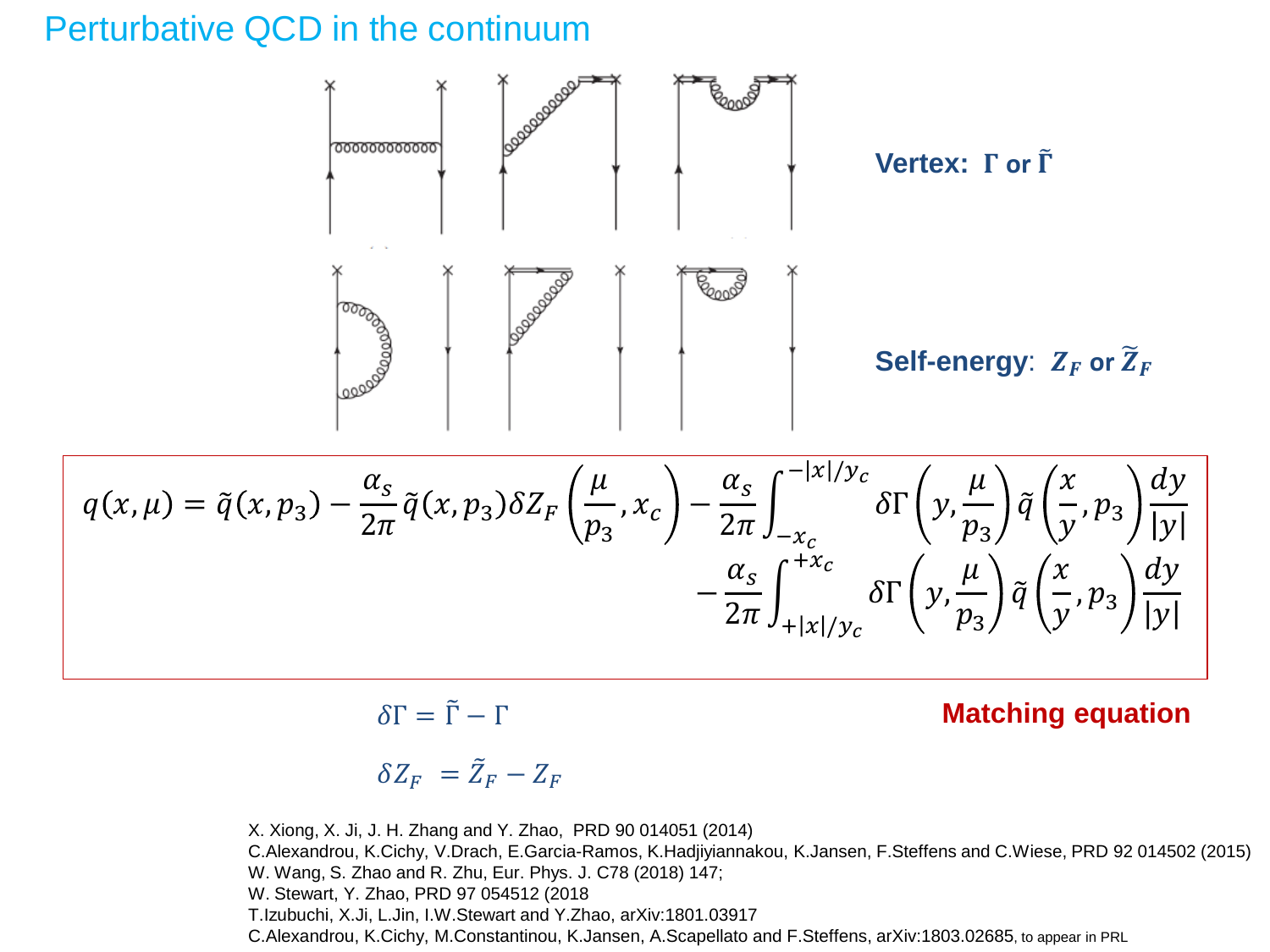# Perturbative QCD in the continuum

**Vertex: $\Gamma$ or $\tilde{\Gamma}$**

**Self-energy: $Z_F$ or $\tilde{Z}_F$**

$$q(x,\mu) = \tilde{q}(x,p_3) - \frac{\alpha_s}{2\pi}\tilde{q}(x,p_3)\delta Z_F\left(\frac{\mu}{p_3},x_c\right) - \frac{\alpha_s}{2\pi}\int_{-x_c}^{-|x|/y_c}\delta\Gamma\left(y,\frac{\mu}{p_3}\right)\tilde{q}\left(\frac{x}{y},p_3\right)\frac{dy}{|y|} - \frac{\alpha_s}{2\pi}\int_{+|x|/y_c}^{+x_c}\delta\Gamma\left(y,\frac{\mu}{p_3}\right)\tilde{q}\left(\frac{x}{y},p_3\right)\frac{dy}{|y|}$$

$$\delta\Gamma = \tilde{\Gamma} - \Gamma$$

$$\delta Z_F = \tilde{Z}_F - Z_F$$

**Matching equation**

X. Xiong, X. Ji, J. H. Zhang and Y. Zhao, PRD 90 014051 (2014)
C.Alexandrou, K.Cichy, V.Drach, E.Garcia-Ramos, K.Hadjiyiannakou, K.Jansen, F.Steffens and C.Wiese, PRD 92 014502 (2015)
W. Wang, S. Zhao and R. Zhu, Eur. Phys. J. C78 (2018) 147;
W. Stewart, Y. Zhao, PRD 97 054512 (2018
T.Izubuchi, X.Ji, L.Jin, I.W.Stewart and Y.Zhao, arXiv:1801.03917
C.Alexandrou, K.Cichy, M.Constantinou, K.Jansen, A.Scapellato and F.Steffens, arXiv:1803.02685, to appear in PRL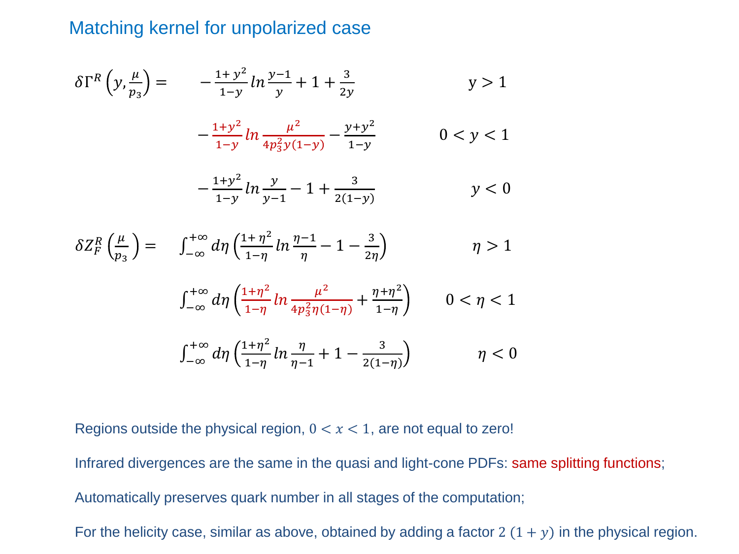## Matching kernel for unpolarized case

$$
\delta\Gamma^R\left(y,\frac{\mu}{p_3}\right) = \begin{cases} -\frac{1+y^2}{1-y}\ln\frac{y-1}{y} + 1 + \frac{3}{2y} & y > 1 \\ -\frac{1+y^2}{1-y}\ln\frac{\mu^2}{4p_3^2 y(1-y)} - \frac{y+y^2}{1-y} & 0 < y < 1 \\ -\frac{1+y^2}{1-y}\ln\frac{y}{y-1} - 1 + \frac{3}{2(1-y)} & y < 0 \end{cases}
$$

$$
\delta Z_F^R\left(\frac{\mu}{p_3}\right) = \begin{cases} \int_{-\infty}^{+\infty} d\eta \left(\frac{1+\eta^2}{1-\eta}\ln\frac{\eta-1}{\eta} - 1 - \frac{3}{2\eta}\right) & \eta > 1 \\ \int_{-\infty}^{+\infty} d\eta \left(\frac{1+\eta^2}{1-\eta}\ln\frac{\mu^2}{4p_3^2\eta(1-\eta)} + \frac{\eta+\eta^2}{1-\eta}\right) & 0 < \eta < 1 \\ \int_{-\infty}^{+\infty} d\eta \left(\frac{1+\eta^2}{1-\eta}\ln\frac{\eta}{\eta-1} + 1 - \frac{3}{2(1-\eta)}\right) & \eta < 0 \end{cases}
$$

Regions outside the physical region, $0 < x < 1$, are not equal to zero!

Infrared divergences are the same in the quasi and light-cone PDFs: same splitting functions;

Automatically preserves quark number in all stages of the computation;

For the helicity case, similar as above, obtained by adding a factor $2\,(1+y)$ in the physical region.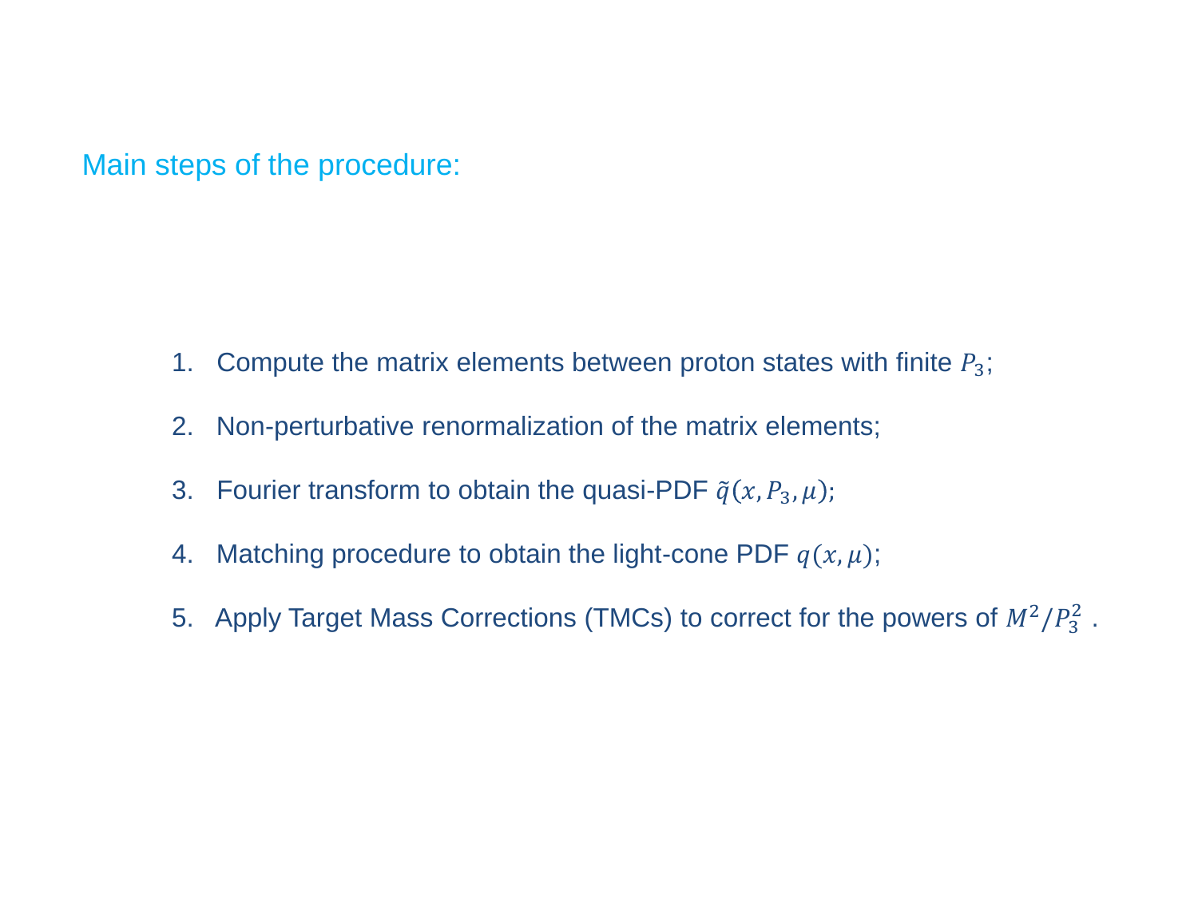## Main steps of the procedure:

1. Compute the matrix elements between proton states with finite $P_3$;
2. Non-perturbative renormalization of the matrix elements;
3. Fourier transform to obtain the quasi-PDF $\tilde{q}(x, P_3, \mu)$;
4. Matching procedure to obtain the light-cone PDF $q(x, \mu)$;
5. Apply Target Mass Corrections (TMCs) to correct for the powers of $M^2/P_3^2$ .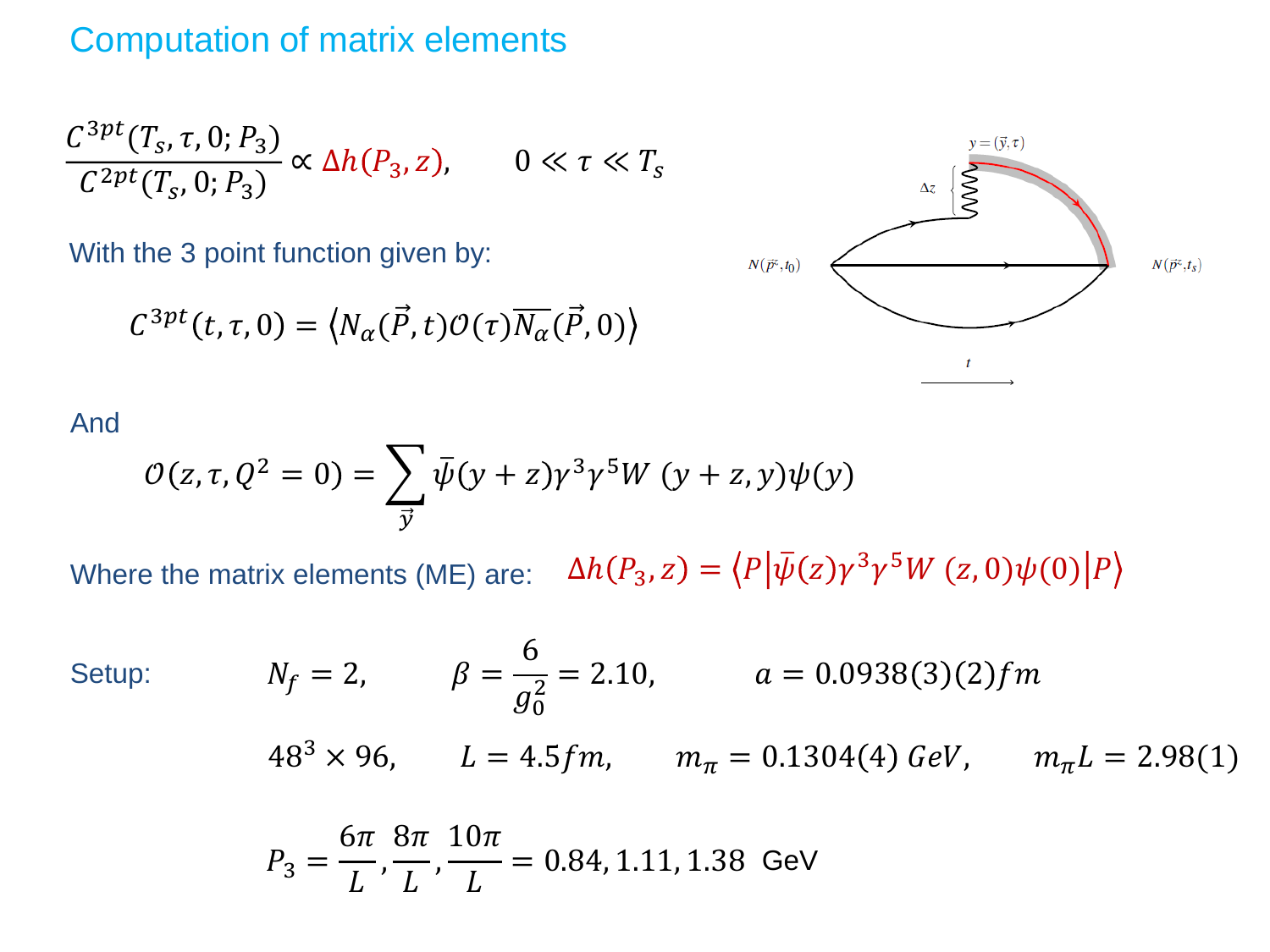# Computation of matrix elements

$$\frac{C^{3pt}(T_s, \tau, 0; P_3)}{C^{2pt}(T_s, 0; P_3)} \propto \Delta h(P_3, z), \qquad 0 \ll \tau \ll T_s$$

With the 3 point function given by:

$$C^{3pt}(t, \tau, 0) = \langle N_\alpha(\vec{P}, t)\mathcal{O}(\tau)\overline{N_\alpha}(\vec{P}, 0)\rangle$$

And

$$\mathcal{O}(z, \tau, Q^2 = 0) = \sum_{\vec{y}} \bar{\psi}(y+z)\gamma^3\gamma^5 W\,(y+z, y)\psi(y)$$

Where the matrix elements (ME) are: $\Delta h(P_3, z) = \langle P|\bar{\psi}(z)\gamma^3\gamma^5 W\,(z, 0)\psi(0)|P\rangle$

Setup:

$$N_f = 2, \qquad \beta = \frac{6}{g_0^2} = 2.10, \qquad a = 0.0938(3)(2) fm$$

$$48^3 \times 96, \qquad L = 4.5 fm, \qquad m_\pi = 0.1304(4)\ GeV, \qquad m_\pi L = 2.98(1)$$

$$P_3 = \frac{6\pi}{L}, \frac{8\pi}{L}, \frac{10\pi}{L} = 0.84, 1.11, 1.38 \text{ GeV}$$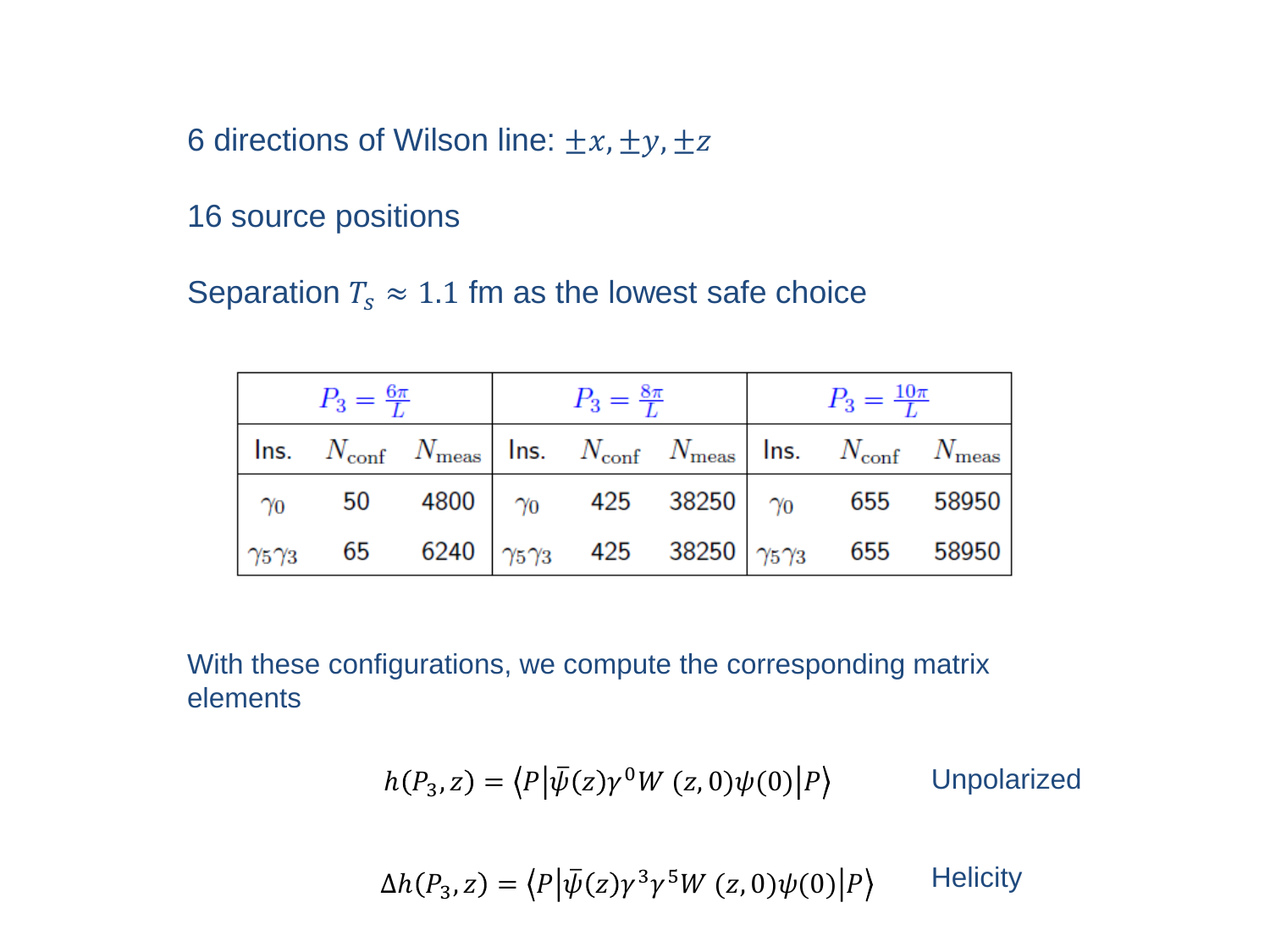6 directions of Wilson line: $\pm x, \pm y, \pm z$

16 source positions

Separation $T_s \approx 1.1$ fm as the lowest safe choice

| $P_3 = \frac{6\pi}{L}$ | | | $P_3 = \frac{8\pi}{L}$ | | | $P_3 = \frac{10\pi}{L}$ | | |
|---|---|---|---|---|---|---|---|---|
| Ins. | $N_{\mathrm{conf}}$ | $N_{\mathrm{meas}}$ | Ins. | $N_{\mathrm{conf}}$ | $N_{\mathrm{meas}}$ | Ins. | $N_{\mathrm{conf}}$ | $N_{\mathrm{meas}}$ |
| $\gamma_0$ | 50 | 4800 | $\gamma_0$ | 425 | 38250 | $\gamma_0$ | 655 | 58950 |
| $\gamma_5\gamma_3$ | 65 | 6240 | $\gamma_5\gamma_3$ | 425 | 38250 | $\gamma_5\gamma_3$ | 655 | 58950 |

With these configurations, we compute the corresponding matrix elements

$$h(P_3, z) = \left\langle P \middle| \bar{\psi}(z)\gamma^0 W(z,0)\psi(0) \middle| P \right\rangle \qquad \text{Unpolarized}$$

$$\Delta h(P_3, z) = \left\langle P \middle| \bar{\psi}(z)\gamma^3\gamma^5 W(z,0)\psi(0) \middle| P \right\rangle \qquad \text{Helicity}$$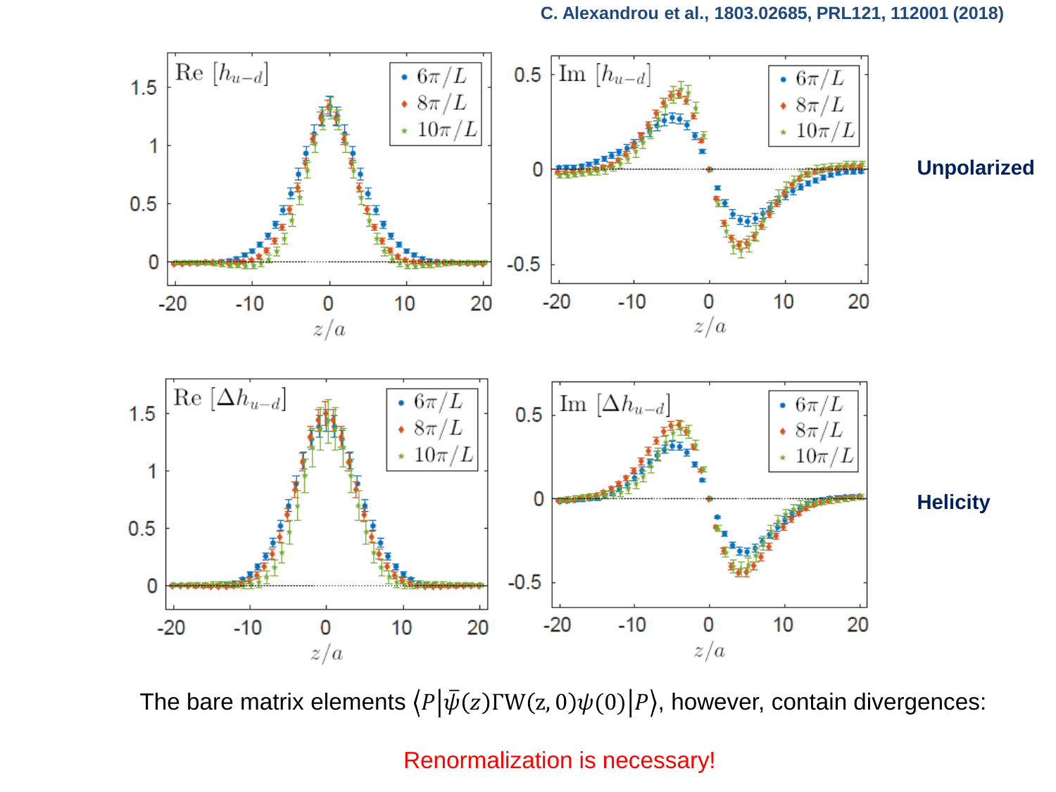C. Alexandrou et al., 1803.02685, PRL121, 112001 (2018)

**Unpolarized**

**Helicity**

The bare matrix elements $\langle P|\bar{\psi}(z)\Gamma W(z,0)\psi(0)|P\rangle$, however, contain divergences:

Renormalization is necessary!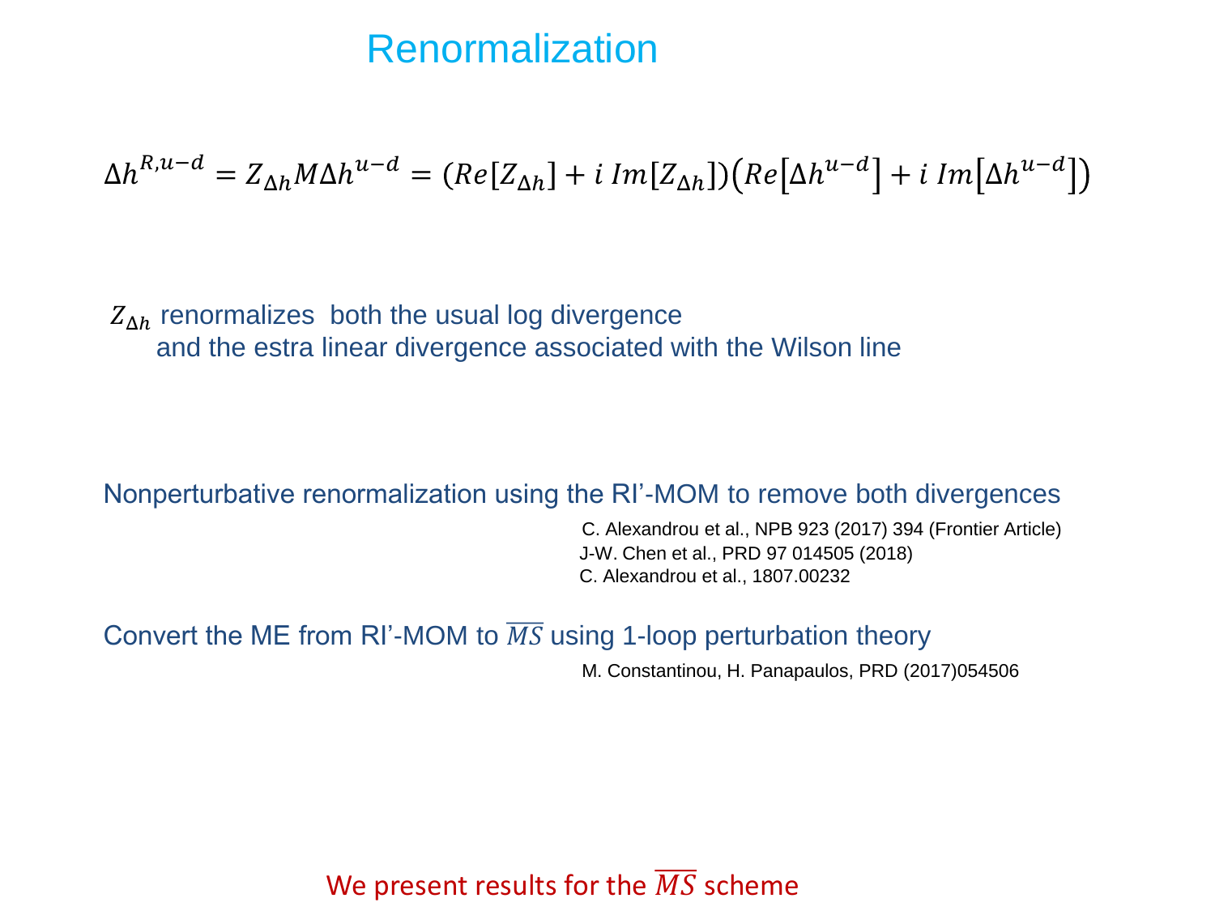# Renormalization

$$\Delta h^{R,u-d} = Z_{\Delta h} M \Delta h^{u-d} = (Re[Z_{\Delta h}] + i\, Im[Z_{\Delta h}])\left(Re\left[\Delta h^{u-d}\right] + i\, Im\left[\Delta h^{u-d}\right]\right)$$

$Z_{\Delta h}$ renormalizes both the usual log divergence and the estra linear divergence associated with the Wilson line

Nonperturbative renormalization using the RI'-MOM to remove both divergences

C. Alexandrou et al., NPB 923 (2017) 394 (Frontier Article)
J-W. Chen et al., PRD 97 014505 (2018)
C. Alexandrou et al., 1807.00232

Convert the ME from RI'-MOM to $\overline{MS}$ using 1-loop perturbation theory

M. Constantinou, H. Panapaulos, PRD (2017)054506

We present results for the $\overline{MS}$ scheme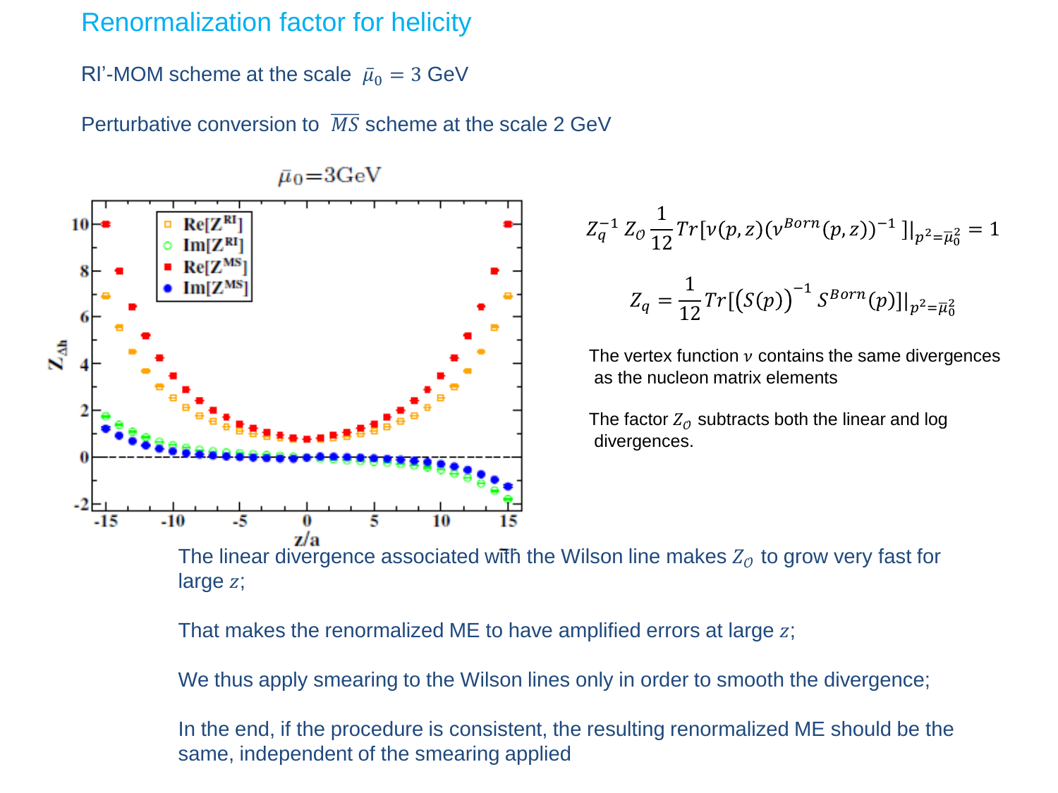# Renormalization factor for helicity

RI'-MOM scheme at the scale $\bar{\mu}_0 = 3$ GeV

Perturbative conversion to $\overline{MS}$ scheme at the scale 2 GeV

$$Z_q^{-1} Z_{\mathcal{O}} \frac{1}{12} Tr[\nu(p,z)(\nu^{Born}(p,z))^{-1}]|_{p^2=\bar{\mu}_0^2} = 1$$

$$Z_q = \frac{1}{12} Tr[(S(p))^{-1} S^{Born}(p)]|_{p^2=\bar{\mu}_0^2}$$

The vertex function $\nu$ contains the same divergences as the nucleon matrix elements

The factor $Z_{\mathcal{O}}$ subtracts both the linear and log divergences.

The linear divergence associated with the Wilson line makes $Z_{\mathcal{O}}$ to grow very fast for large $z$;

That makes the renormalized ME to have amplified errors at large $z$;

We thus apply smearing to the Wilson lines only in order to smooth the divergence;

In the end, if the procedure is consistent, the resulting renormalized ME should be the same, independent of the smearing applied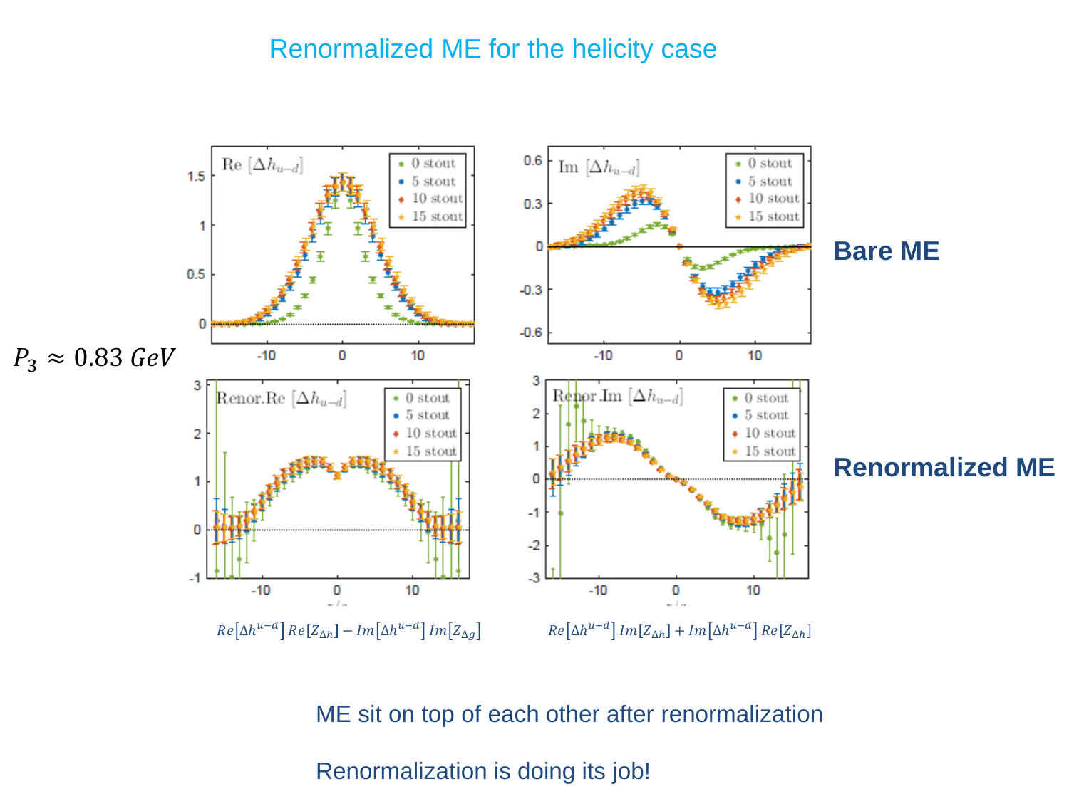# Renormalized ME for the helicity case

$P_3 \approx 0.83\ GeV$

**Bare ME**

**Renormalized ME**

$Re[\Delta h^{u-d}]\, Re[Z_{\Delta h}] - Im[\Delta h^{u-d}]\, Im[Z_{\Delta g}]$

$Re[\Delta h^{u-d}]\, Im[Z_{\Delta h}] + Im[\Delta h^{u-d}]\, Re[Z_{\Delta h}]$

ME sit on top of each other after renormalization

Renormalization is doing its job!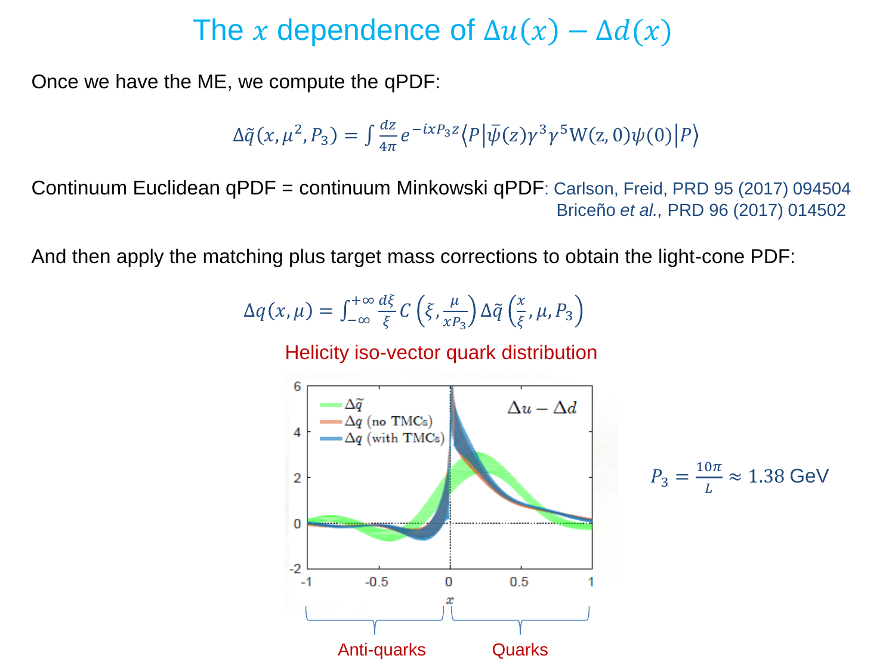# The $x$ dependence of $\Delta u(x) - \Delta d(x)$

Once we have the ME, we compute the qPDF:

$$\Delta\tilde{q}(x,\mu^2,P_3) = \int \frac{dz}{4\pi} e^{-ixP_3 z} \langle P | \bar{\psi}(z)\gamma^3\gamma^5 W(z,0)\psi(0) | P \rangle$$

Continuum Euclidean qPDF = continuum Minkowski qPDF: Carlson, Freid, PRD 95 (2017) 094504
Briceño *et al.*, PRD 96 (2017) 014502

And then apply the matching plus target mass corrections to obtain the light-cone PDF:

$$\Delta q(x,\mu) = \int_{-\infty}^{+\infty} \frac{d\xi}{\xi} C\left(\xi, \frac{\mu}{xP_3}\right) \Delta\tilde{q}\left(\frac{x}{\xi}, \mu, P_3\right)$$

Helicity iso-vector quark distribution

$P_3 = \frac{10\pi}{L} \approx 1.38$ GeV

Anti-quarks    Quarks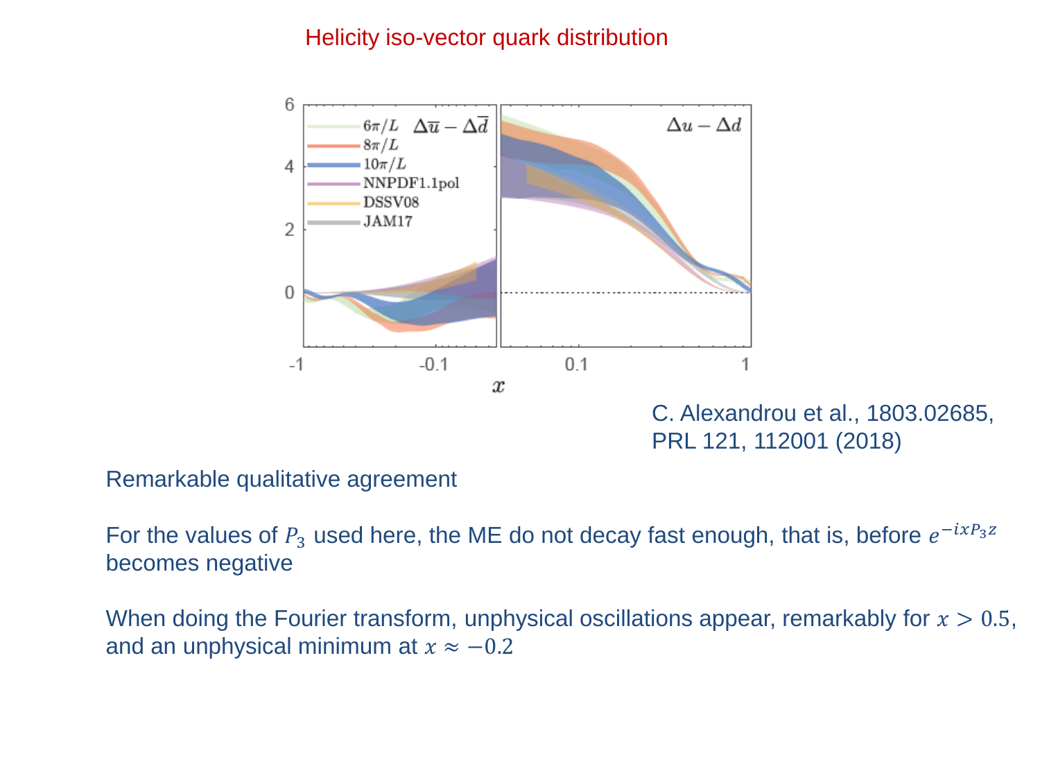## Helicity iso-vector quark distribution

C. Alexandrou et al., 1803.02685, PRL 121, 112001 (2018)

Remarkable qualitative agreement

For the values of $P_3$ used here, the ME do not decay fast enough, that is, before $e^{-ixP_3 z}$ becomes negative

When doing the Fourier transform, unphysical oscillations appear, remarkably for $x > 0.5$, and an unphysical minimum at $x \approx -0.2$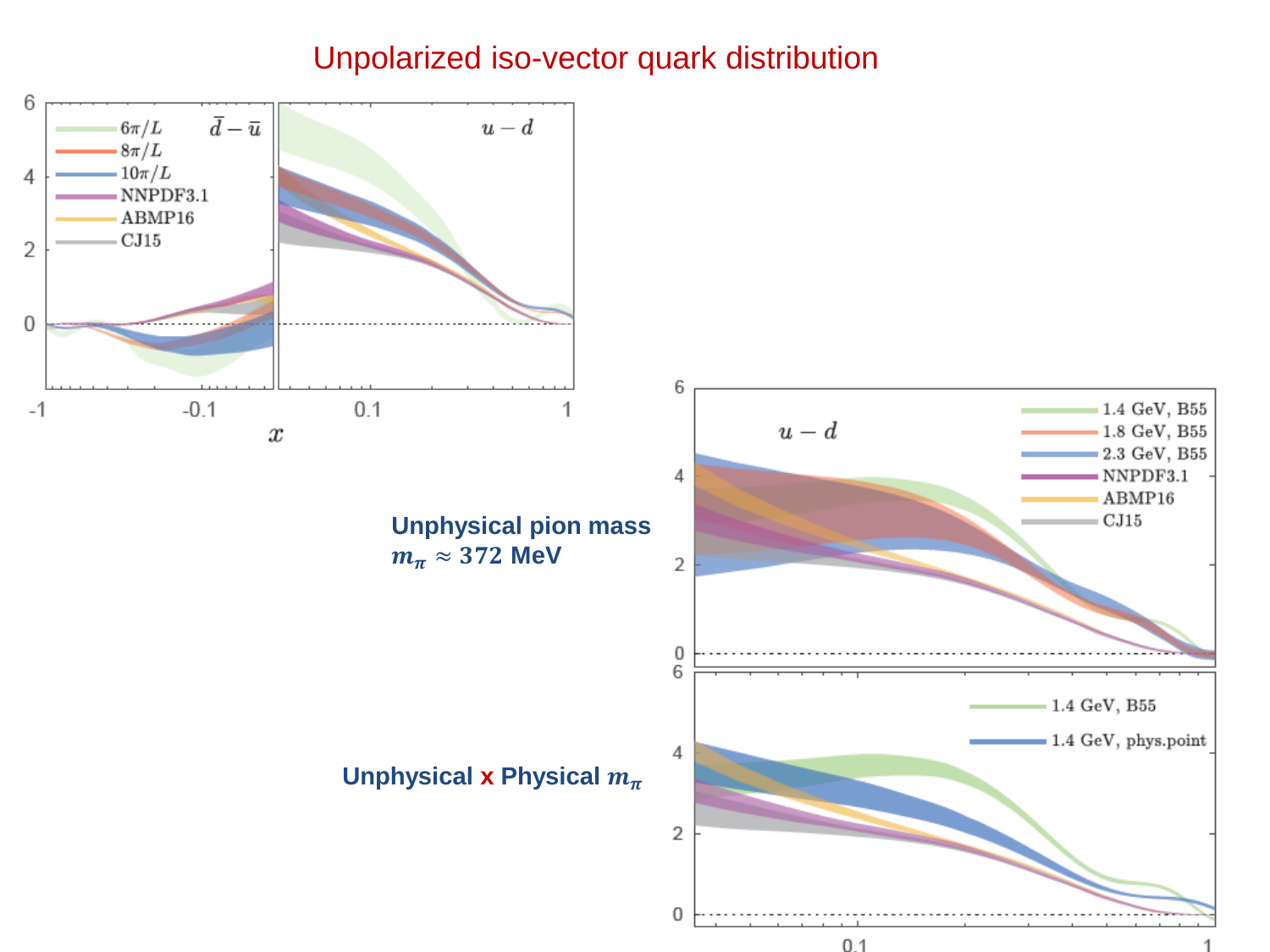# Unpolarized iso-vector quark distribution

**Unphysical pion mass**
**$m_\pi \approx 372$ MeV**

**Unphysical x Physical $m_\pi$**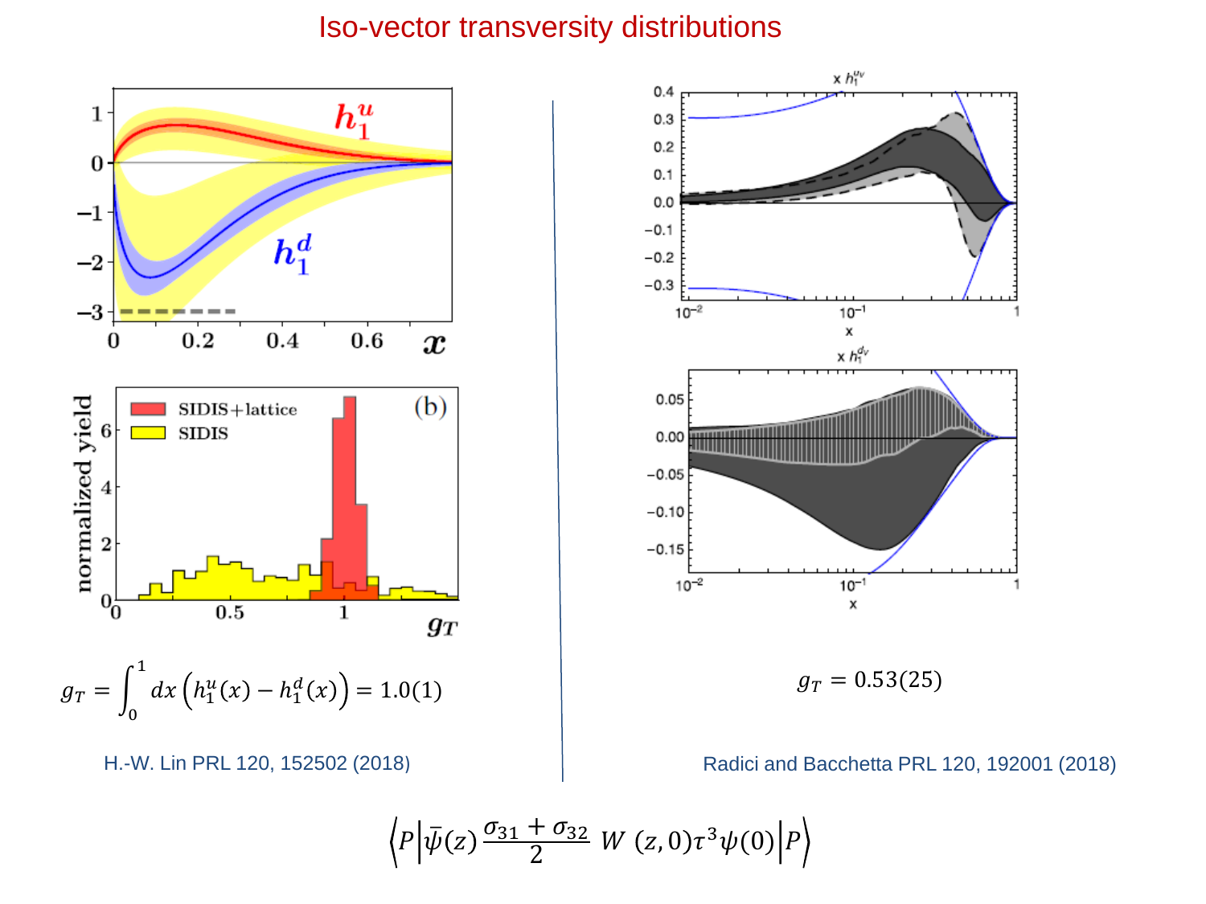# Iso-vector transversity distributions

$$g_T = \int_0^1 dx \left( h_1^u(x) - h_1^d(x) \right) = 1.0(1)$$

H.-W. Lin PRL 120, 152502 (2018)

$$g_T = 0.53(25)$$

Radici and Bacchetta PRL 120, 192001 (2018)

$$\left\langle P \middle| \bar{\psi}(z) \frac{\sigma_{31} + \sigma_{32}}{2} \; W\,(z,0) \tau^3 \psi(0) \middle| P \right\rangle$$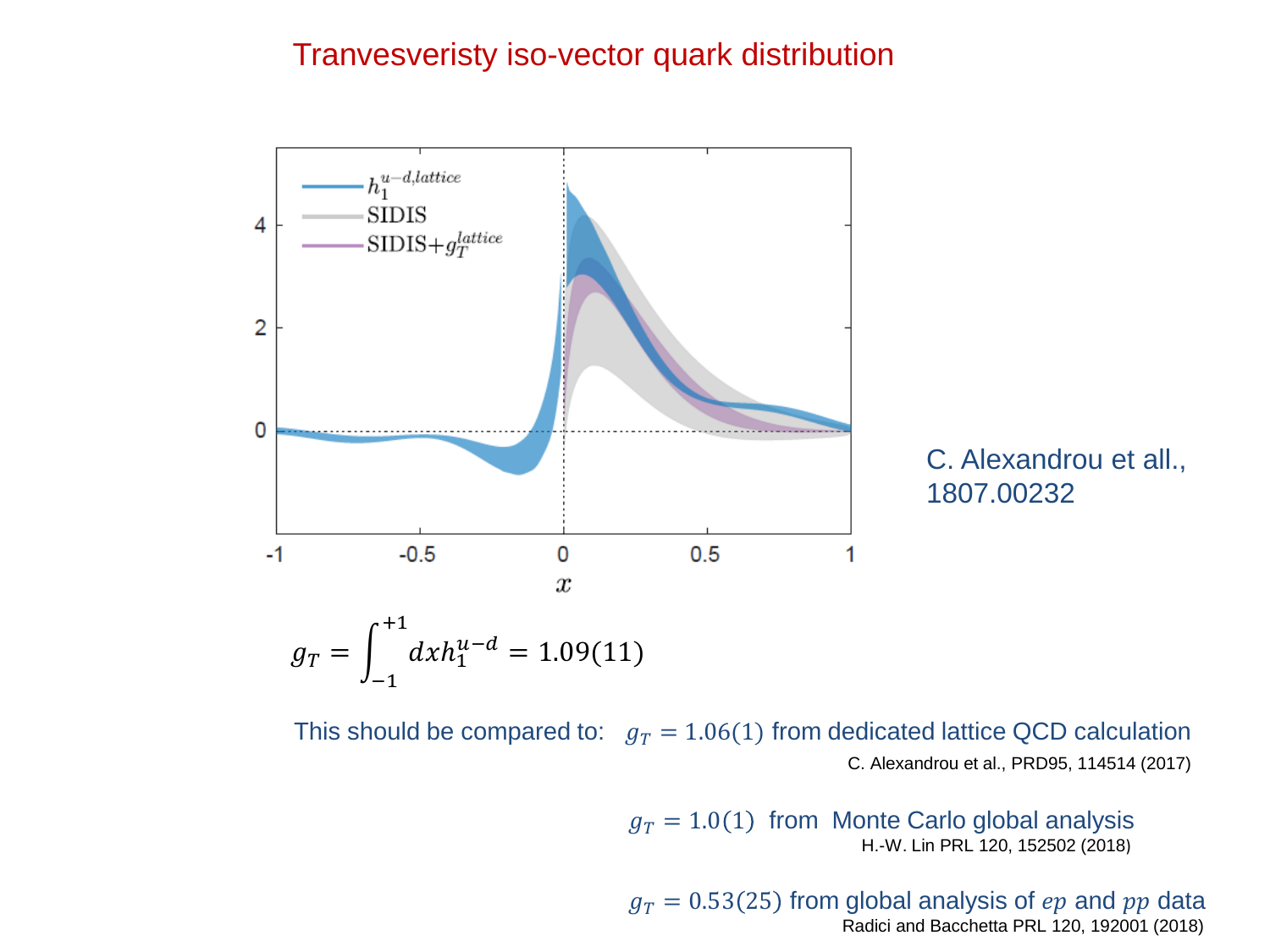# Tranvesveristy iso-vector quark distribution

C. Alexandrou et all., 1807.00232

$$g_T = \int_{-1}^{+1} dx h_1^{u-d} = 1.09(11)$$

This should be compared to: $g_T = 1.06(1)$ from dedicated lattice QCD calculation

C. Alexandrou et al., PRD95, 114514 (2017)

$g_T = 1.0(1)$ from Monte Carlo global analysis

H.-W. Lin PRL 120, 152502 (2018)

$g_T = 0.53(25)$ from global analysis of $ep$ and $pp$ data

Radici and Bacchetta PRL 120, 192001 (2018)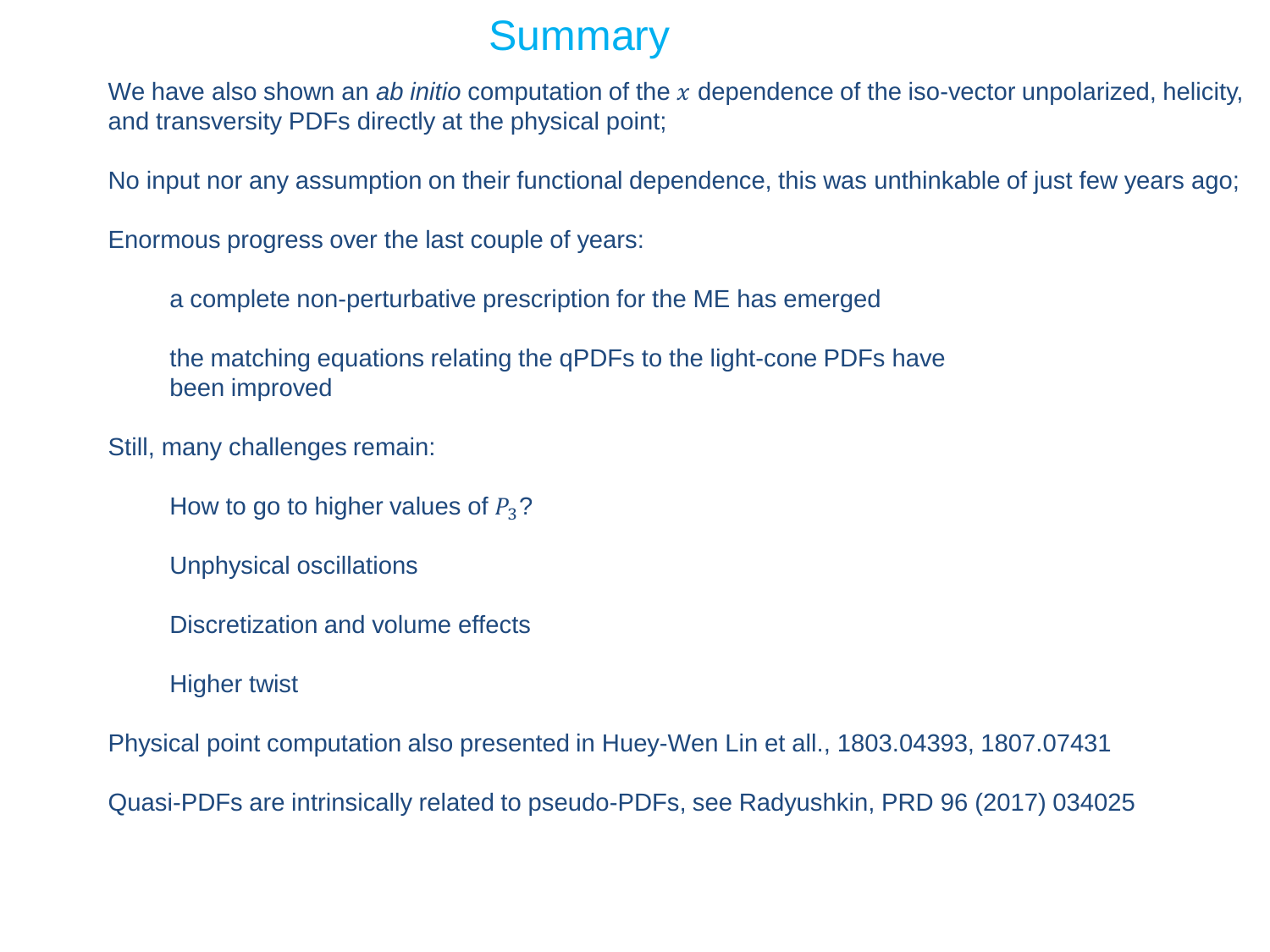# Summary

We have also shown an *ab initio* computation of the $x$ dependence of the iso-vector unpolarized, helicity, and transversity PDFs directly at the physical point;

No input nor any assumption on their functional dependence, this was unthinkable of just few years ago;

Enormous progress over the last couple of years:

- a complete non-perturbative prescription for the ME has emerged
- the matching equations relating the qPDFs to the light-cone PDFs have been improved

Still, many challenges remain:

- How to go to higher values of $P_3$?
- Unphysical oscillations
- Discretization and volume effects
- Higher twist

Physical point computation also presented in Huey-Wen Lin et all., 1803.04393, 1807.07431

Quasi-PDFs are intrinsically related to pseudo-PDFs, see Radyushkin, PRD 96 (2017) 034025